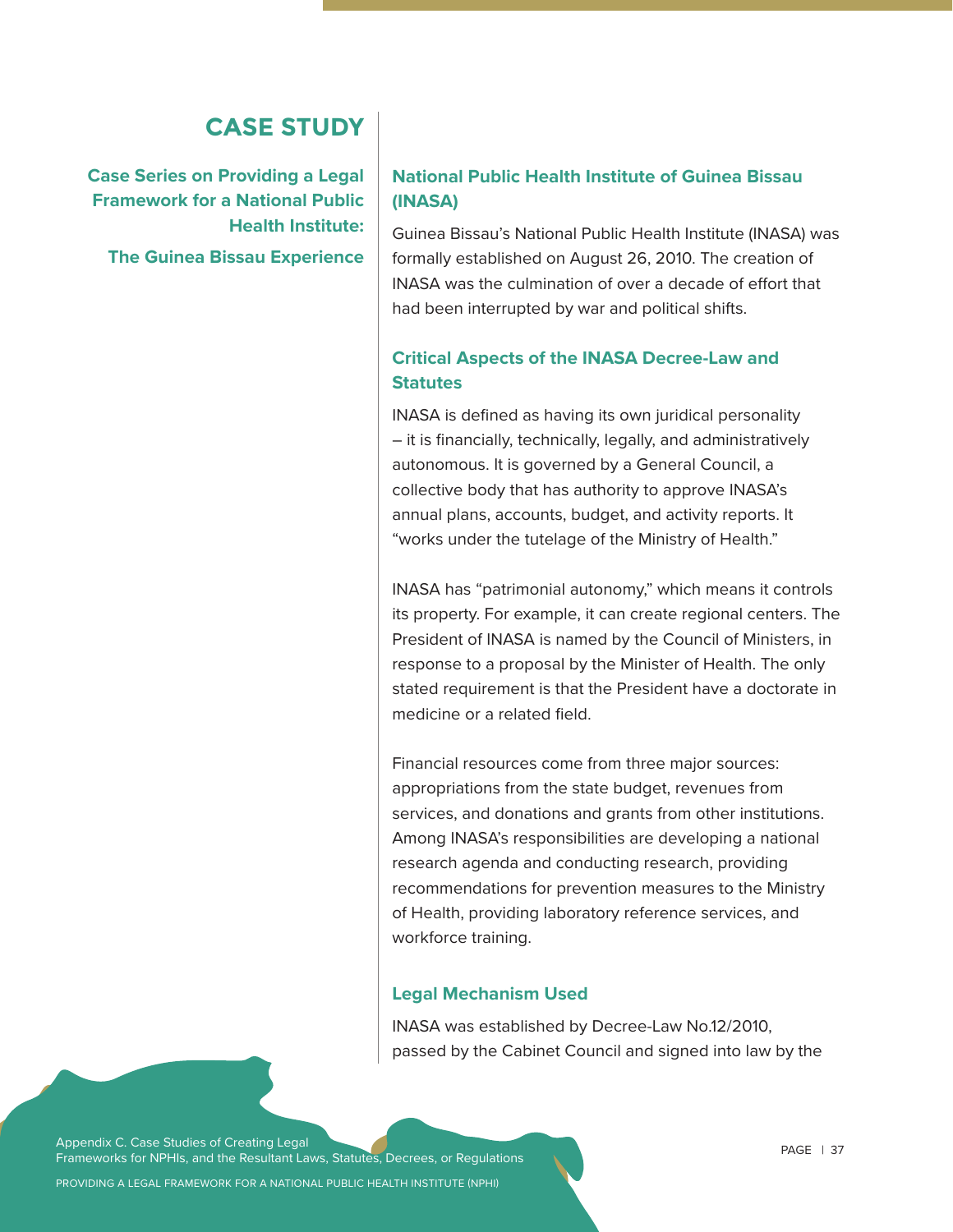# CASE STUDY

**Case Series on Providing a Legal Framework for a National Public Health Institute:**

**The Guinea Bissau Experience**

### National Public Health Institute of Guinea Bissau (INASA)

Guinea Bissau's National Public Health Institute (INASA) was formally established on August 26, 2010. The creation of INASA was the culmination of over a decade of effort that had been interrupted by war and political shifts.

### Critical Aspects of the INASA Decree-Law and Statutes

INASA is defined as having its own juridical personality – it is financially, technically, legally, and administratively autonomous. It is governed by a General Council, a collective body that has authority to approve INASA's annual plans, accounts, budget, and activity reports. It "works under the tutelage of the Ministry of Health."

INASA has "patrimonial autonomy," which means it controls its property. For example, it can create regional centers. The President of INASA is named by the Council of Ministers, in response to a proposal by the Minister of Health. The only stated requirement is that the President have a doctorate in medicine or a related field.

Financial resources come from three major sources: appropriations from the state budget, revenues from services, and donations and grants from other institutions. Among INASA's responsibilities are developing a national research agenda and conducting research, providing recommendations for prevention measures to the Ministry of Health, providing laboratory reference services, and workforce training.

### Legal Mechanism Used

INASA was established by Decree-Law No.12/2010, passed by the Cabinet Council and signed into law by the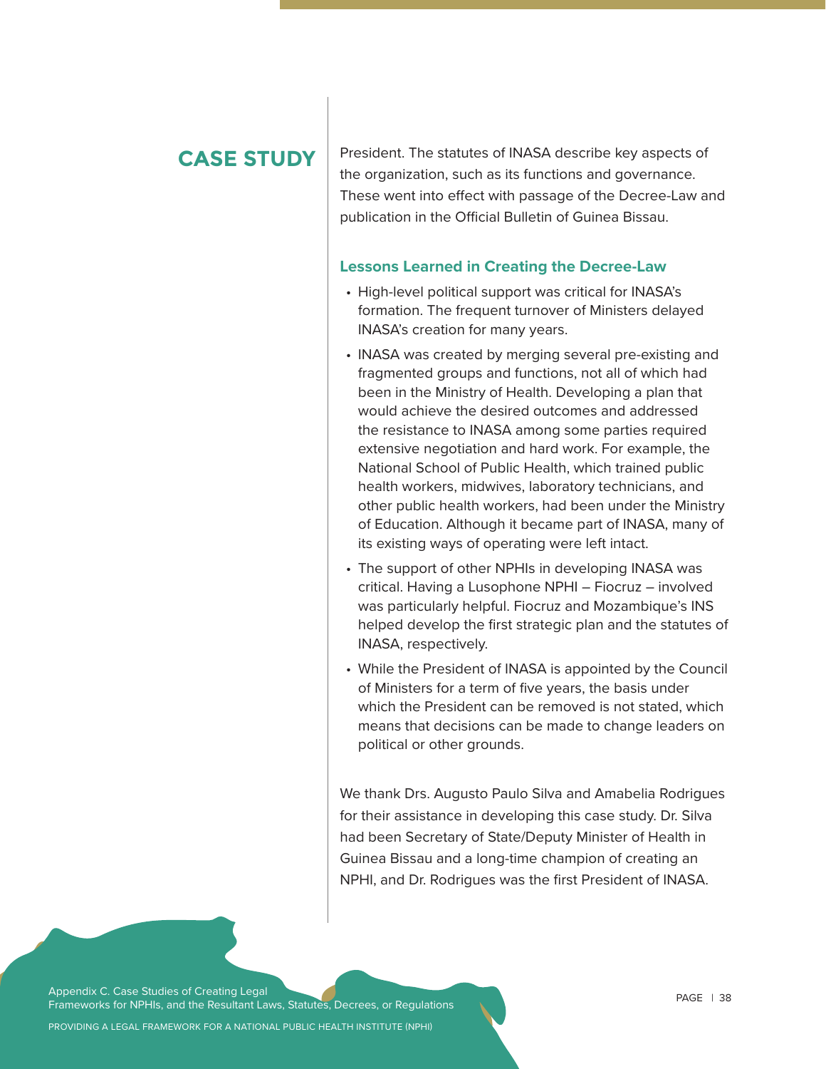President. The statutes of INASA describe key aspects of the organization, such as its functions and governance. These went into effect with passage of the Decree-Law and publication in the Official Bulletin of Guinea Bissau.

### Lessons Learned in Creating the Decree-Law

- High-level political support was critical for INASA's formation. The frequent turnover of Ministers delayed INASA's creation for many years.
- INASA was created by merging several pre-existing and fragmented groups and functions, not all of which had been in the Ministry of Health. Developing a plan that would achieve the desired outcomes and addressed the resistance to INASA among some parties required extensive negotiation and hard work. For example, the National School of Public Health, which trained public health workers, midwives, laboratory technicians, and other public health workers, had been under the Ministry of Education. Although it became part of INASA, many of its existing ways of operating were left intact.
- The support of other NPHIs in developing INASA was critical. Having a Lusophone NPHI – Fiocruz – involved was particularly helpful. Fiocruz and Mozambique's INS helped develop the first strategic plan and the statutes of INASA, respectively.
- While the President of INASA is appointed by the Council of Ministers for a term of five years, the basis under which the President can be removed is not stated, which means that decisions can be made to change leaders on political or other grounds.

We thank Drs. Augusto Paulo Silva and Amabelia Rodrigues for their assistance in developing this case study. Dr. Silva had been Secretary of State/Deputy Minister of Health in Guinea Bissau and a long-time champion of creating an NPHI, and Dr. Rodrigues was the first President of INASA.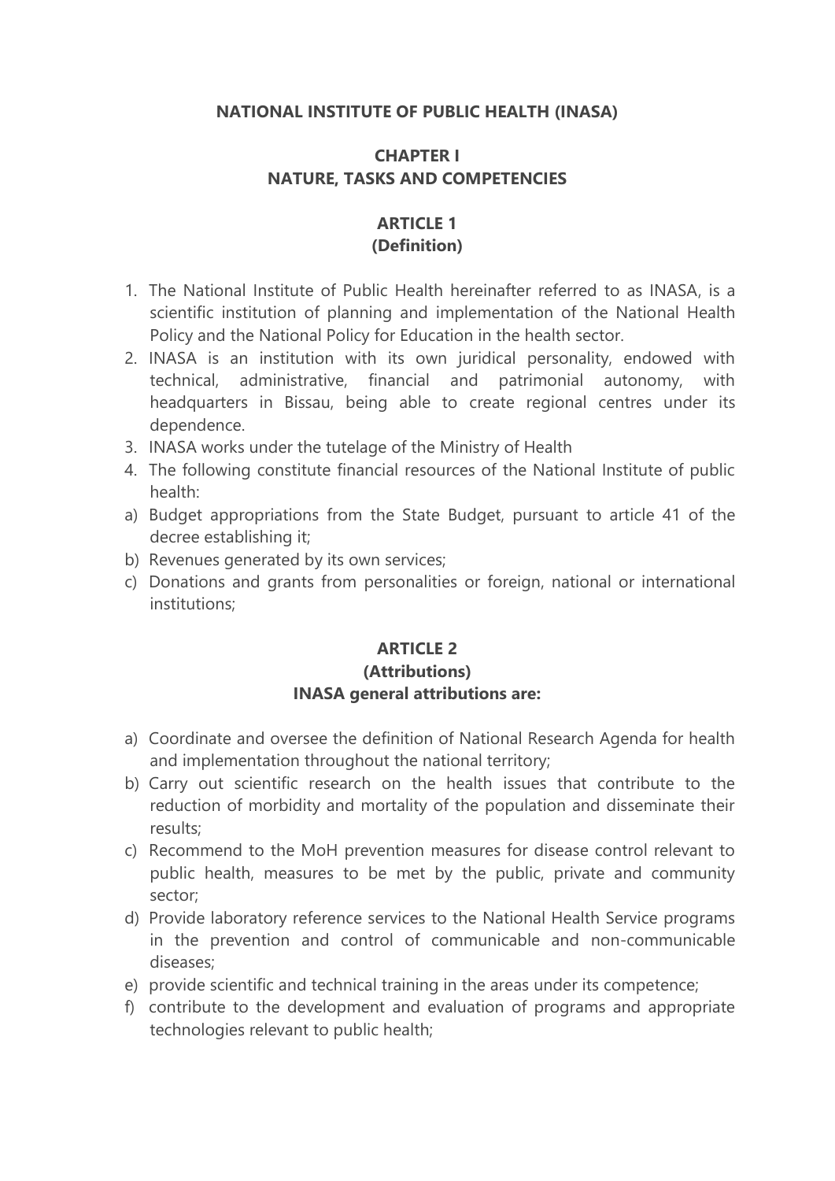# NATIONAL INSTITUTE OF PUBLIC HEALTH (INASA)

## CHAPTER I
## NATURE, TASKS AND COMPETENCIES

### ARTICLE 1
### (Definition)

1. The National Institute of Public Health hereinafter referred to as INASA, is a scientific institution of planning and implementation of the National Health Policy and the National Policy for Education in the health sector.
2. INASA is an institution with its own juridical personality, endowed with technical, administrative, financial and patrimonial autonomy, with headquarters in Bissau, being able to create regional centres under its dependence.
3. INASA works under the tutelage of the Ministry of Health
4. The following constitute financial resources of the National Institute of public health:

a) Budget appropriations from the State Budget, pursuant to article 41 of the decree establishing it;
b) Revenues generated by its own services;
c) Donations and grants from personalities or foreign, national or international institutions;

### ARTICLE 2
### (Attributions)
**INASA general attributions are:**

a) Coordinate and oversee the definition of National Research Agenda for health and implementation throughout the national territory;
b) Carry out scientific research on the health issues that contribute to the reduction of morbidity and mortality of the population and disseminate their results;
c) Recommend to the MoH prevention measures for disease control relevant to public health, measures to be met by the public, private and community sector;
d) Provide laboratory reference services to the National Health Service programs in the prevention and control of communicable and non-communicable diseases;
e) provide scientific and technical training in the areas under its competence;
f) contribute to the development and evaluation of programs and appropriate technologies relevant to public health;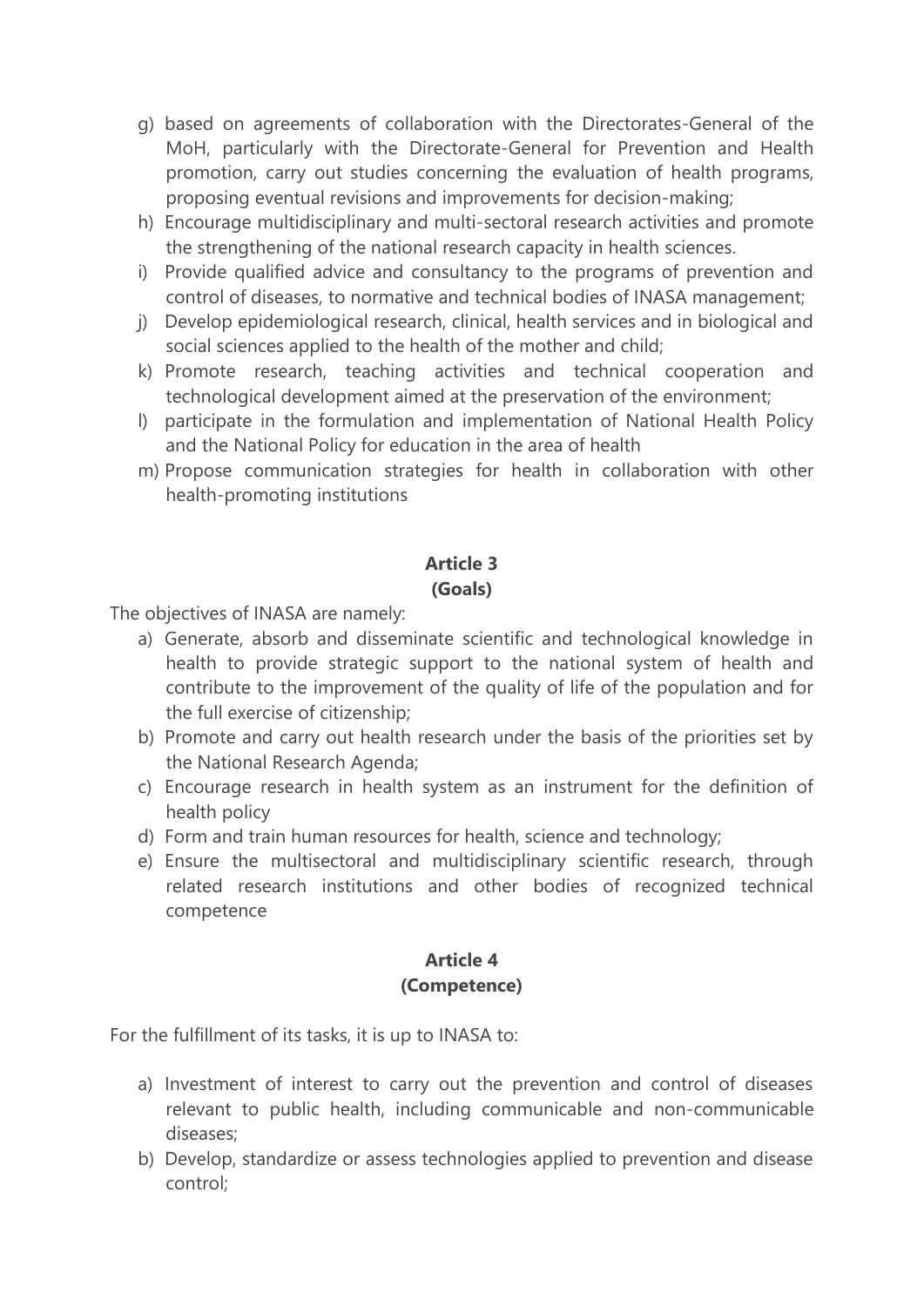g) based on agreements of collaboration with the Directorates-General of the MoH, particularly with the Directorate-General for Prevention and Health promotion, carry out studies concerning the evaluation of health programs, proposing eventual revisions and improvements for decision-making;
h) Encourage multidisciplinary and multi-sectoral research activities and promote the strengthening of the national research capacity in health sciences.
i) Provide qualified advice and consultancy to the programs of prevention and control of diseases, to normative and technical bodies of INASA management;
j) Develop epidemiological research, clinical, health services and in biological and social sciences applied to the health of the mother and child;
k) Promote research, teaching activities and technical cooperation and technological development aimed at the preservation of the environment;
l) participate in the formulation and implementation of National Health Policy and the National Policy for education in the area of health
m) Propose communication strategies for health in collaboration with other health-promoting institutions

**Article 3**
**(Goals)**

The objectives of INASA are namely:

a) Generate, absorb and disseminate scientific and technological knowledge in health to provide strategic support to the national system of health and contribute to the improvement of the quality of life of the population and for the full exercise of citizenship;
b) Promote and carry out health research under the basis of the priorities set by the National Research Agenda;
c) Encourage research in health system as an instrument for the definition of health policy
d) Form and train human resources for health, science and technology;
e) Ensure the multisectoral and multidisciplinary scientific research, through related research institutions and other bodies of recognized technical competence

**Article 4**
**(Competence)**

For the fulfillment of its tasks, it is up to INASA to:

a) Investment of interest to carry out the prevention and control of diseases relevant to public health, including communicable and non-communicable diseases;
b) Develop, standardize or assess technologies applied to prevention and disease control;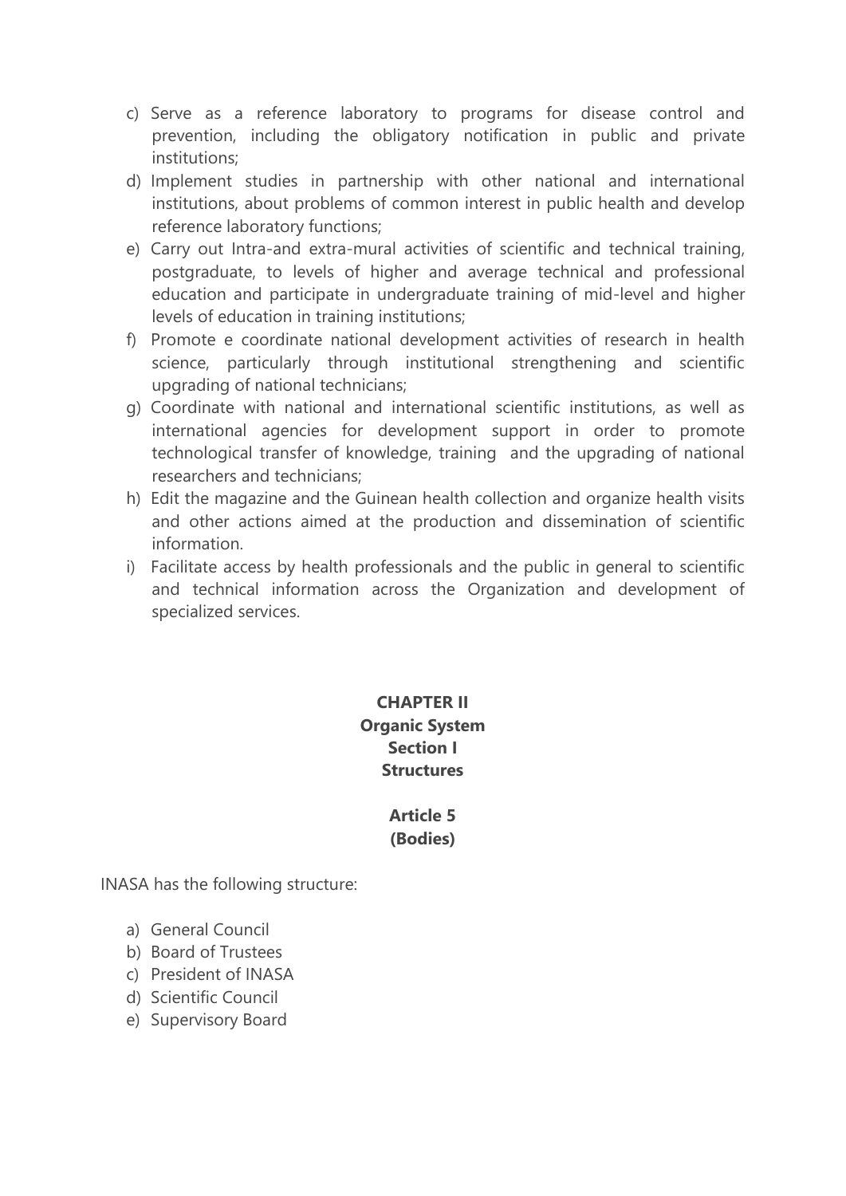c) Serve as a reference laboratory to programs for disease control and prevention, including the obligatory notification in public and private institutions;
d) Implement studies in partnership with other national and international institutions, about problems of common interest in public health and develop reference laboratory functions;
e) Carry out Intra-and extra-mural activities of scientific and technical training, postgraduate, to levels of higher and average technical and professional education and participate in undergraduate training of mid-level and higher levels of education in training institutions;
f) Promote e coordinate national development activities of research in health science, particularly through institutional strengthening and scientific upgrading of national technicians;
g) Coordinate with national and international scientific institutions, as well as international agencies for development support in order to promote technological transfer of knowledge, training and the upgrading of national researchers and technicians;
h) Edit the magazine and the Guinean health collection and organize health visits and other actions aimed at the production and dissemination of scientific information.
i) Facilitate access by health professionals and the public in general to scientific and technical information across the Organization and development of specialized services.

## CHAPTER II
## Organic System
### Section I
### Structures

#### Article 5
#### (Bodies)

INASA has the following structure:

a) General Council
b) Board of Trustees
c) President of INASA
d) Scientific Council
e) Supervisory Board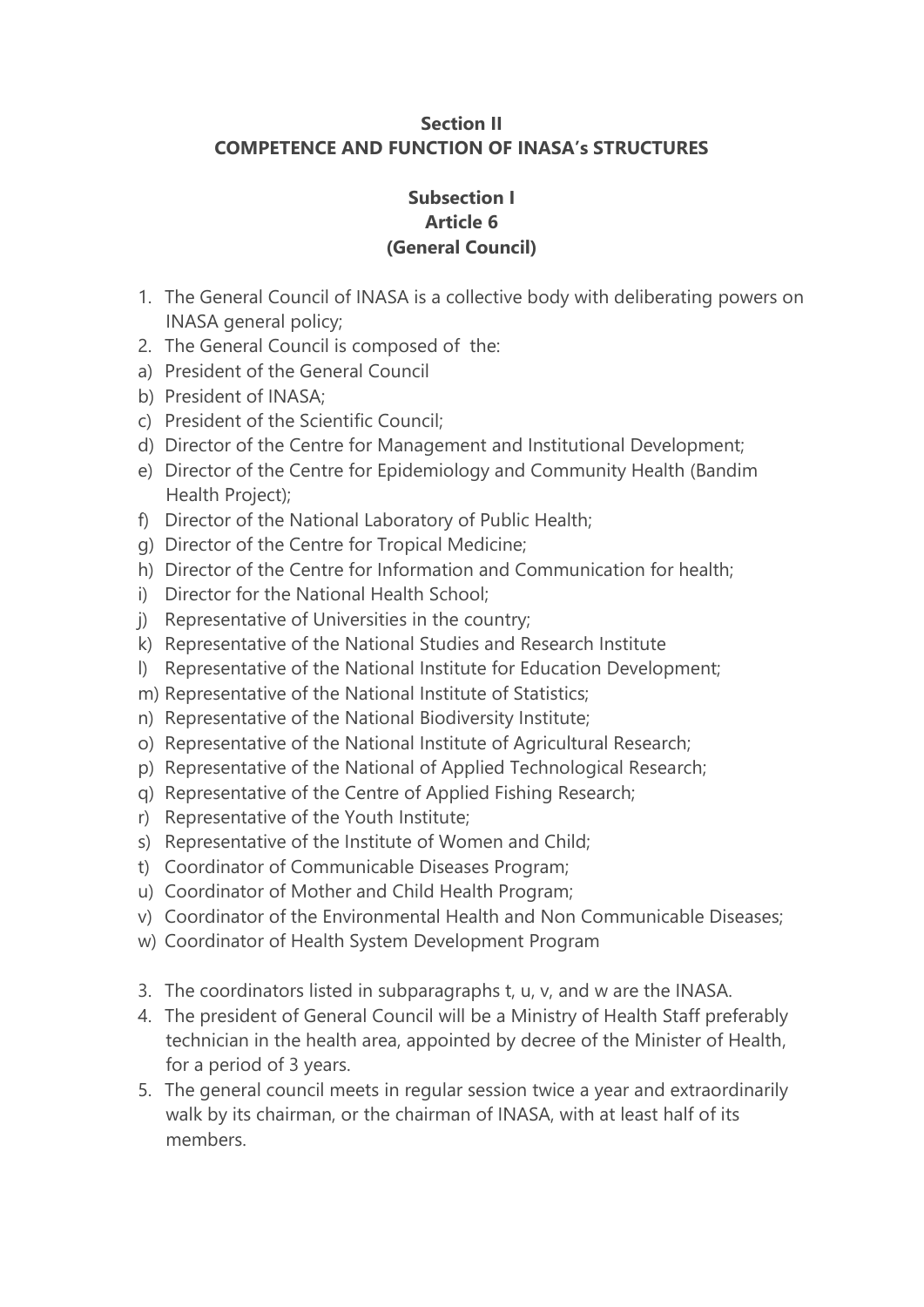## Section II
## COMPETENCE AND FUNCTION OF INASA's STRUCTURES

### Subsection I
### Article 6
### (General Council)

1. The General Council of INASA is a collective body with deliberating powers on INASA general policy;
2. The General Council is composed of the:
   a) President of the General Council
   b) President of INASA;
   c) President of the Scientific Council;
   d) Director of the Centre for Management and Institutional Development;
   e) Director of the Centre for Epidemiology and Community Health (Bandim Health Project);
   f) Director of the National Laboratory of Public Health;
   g) Director of the Centre for Tropical Medicine;
   h) Director of the Centre for Information and Communication for health;
   i) Director for the National Health School;
   j) Representative of Universities in the country;
   k) Representative of the National Studies and Research Institute
   l) Representative of the National Institute for Education Development;
   m) Representative of the National Institute of Statistics;
   n) Representative of the National Biodiversity Institute;
   o) Representative of the National Institute of Agricultural Research;
   p) Representative of the National of Applied Technological Research;
   q) Representative of the Centre of Applied Fishing Research;
   r) Representative of the Youth Institute;
   s) Representative of the Institute of Women and Child;
   t) Coordinator of Communicable Diseases Program;
   u) Coordinator of Mother and Child Health Program;
   v) Coordinator of the Environmental Health and Non Communicable Diseases;
   w) Coordinator of Health System Development Program
3. The coordinators listed in subparagraphs t, u, v, and w are the INASA.
4. The president of General Council will be a Ministry of Health Staff preferably technician in the health area, appointed by decree of the Minister of Health, for a period of 3 years.
5. The general council meets in regular session twice a year and extraordinarily walk by its chairman, or the chairman of INASA, with at least half of its members.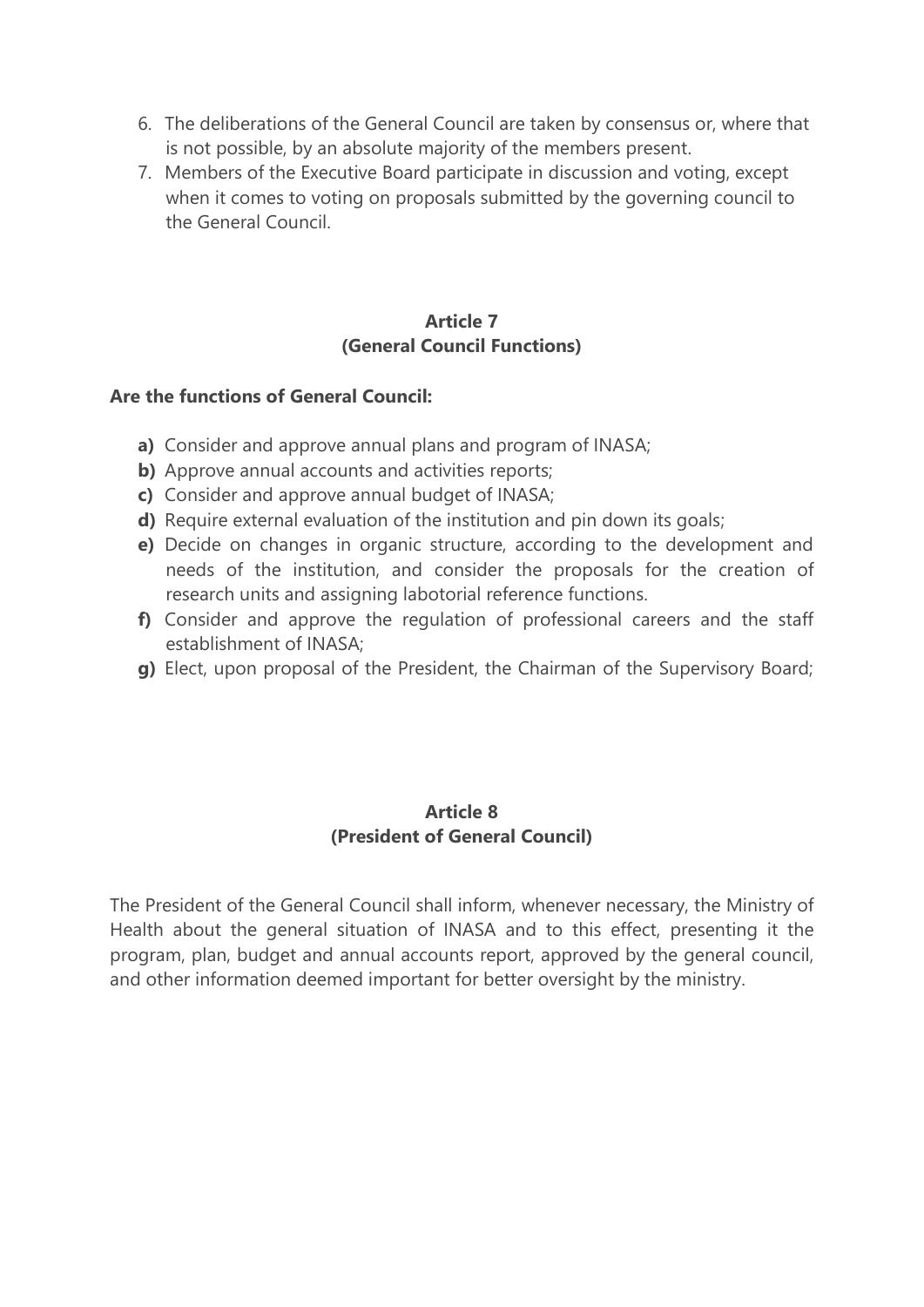6. The deliberations of the General Council are taken by consensus or, where that is not possible, by an absolute majority of the members present.
7. Members of the Executive Board participate in discussion and voting, except when it comes to voting on proposals submitted by the governing council to the General Council.

## Article 7
## (General Council Functions)

**Are the functions of General Council:**

- **a)** Consider and approve annual plans and program of INASA;
- **b)** Approve annual accounts and activities reports;
- **c)** Consider and approve annual budget of INASA;
- **d)** Require external evaluation of the institution and pin down its goals;
- **e)** Decide on changes in organic structure, according to the development and needs of the institution, and consider the proposals for the creation of research units and assigning labotorial reference functions.
- **f)** Consider and approve the regulation of professional careers and the staff establishment of INASA;
- **g)** Elect, upon proposal of the President, the Chairman of the Supervisory Board;

## Article 8
## (President of General Council)

The President of the General Council shall inform, whenever necessary, the Ministry of Health about the general situation of INASA and to this effect, presenting it the program, plan, budget and annual accounts report, approved by the general council, and other information deemed important for better oversight by the ministry.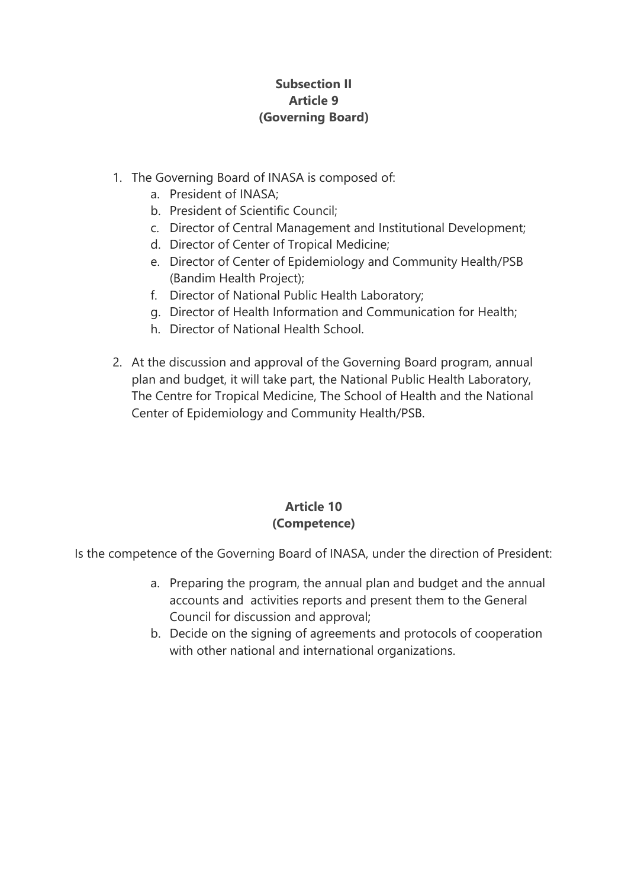**Subsection II**
**Article 9**
**(Governing Board)**

1. The Governing Board of INASA is composed of:
   a. President of INASA;
   b. President of Scientific Council;
   c. Director of Central Management and Institutional Development;
   d. Director of Center of Tropical Medicine;
   e. Director of Center of Epidemiology and Community Health/PSB (Bandim Health Project);
   f. Director of National Public Health Laboratory;
   g. Director of Health Information and Communication for Health;
   h. Director of National Health School.

2. At the discussion and approval of the Governing Board program, annual plan and budget, it will take part, the National Public Health Laboratory, The Centre for Tropical Medicine, The School of Health and the National Center of Epidemiology and Community Health/PSB.

**Article 10**
**(Competence)**

Is the competence of the Governing Board of INASA, under the direction of President:

a. Preparing the program, the annual plan and budget and the annual accounts and activities reports and present them to the General Council for discussion and approval;
b. Decide on the signing of agreements and protocols of cooperation with other national and international organizations.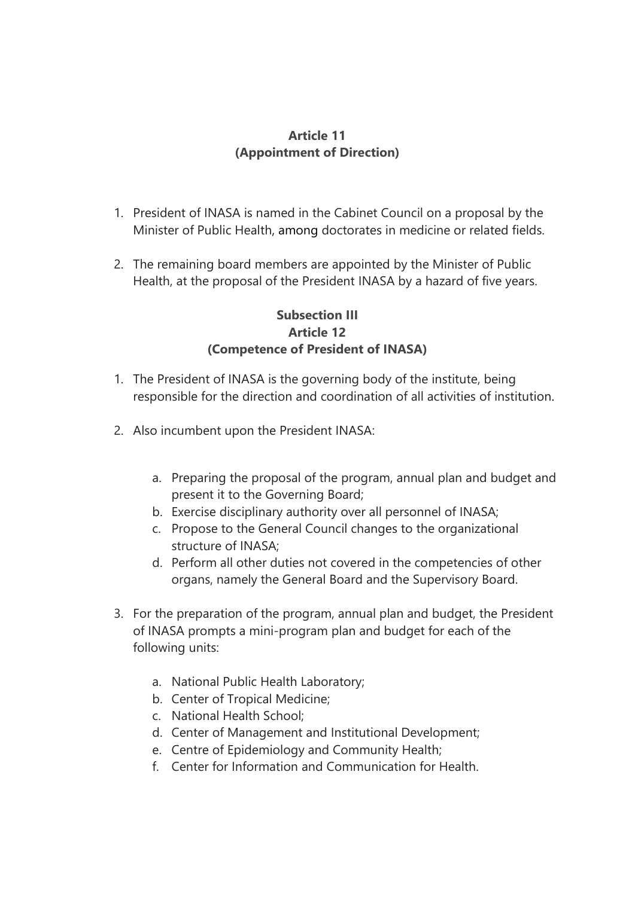**Article 11**
**(Appointment of Direction)**

1. President of INASA is named in the Cabinet Council on a proposal by the Minister of Public Health, among doctorates in medicine or related fields.

2. The remaining board members are appointed by the Minister of Public Health, at the proposal of the President INASA by a hazard of five years.

**Subsection III**
**Article 12**
**(Competence of President of INASA)**

1. The President of INASA is the governing body of the institute, being responsible for the direction and coordination of all activities of institution.

2. Also incumbent upon the President INASA:

   a. Preparing the proposal of the program, annual plan and budget and present it to the Governing Board;
   b. Exercise disciplinary authority over all personnel of INASA;
   c. Propose to the General Council changes to the organizational structure of INASA;
   d. Perform all other duties not covered in the competencies of other organs, namely the General Board and the Supervisory Board.

3. For the preparation of the program, annual plan and budget, the President of INASA prompts a mini-program plan and budget for each of the following units:

   a. National Public Health Laboratory;
   b. Center of Tropical Medicine;
   c. National Health School;
   d. Center of Management and Institutional Development;
   e. Centre of Epidemiology and Community Health;
   f. Center for Information and Communication for Health.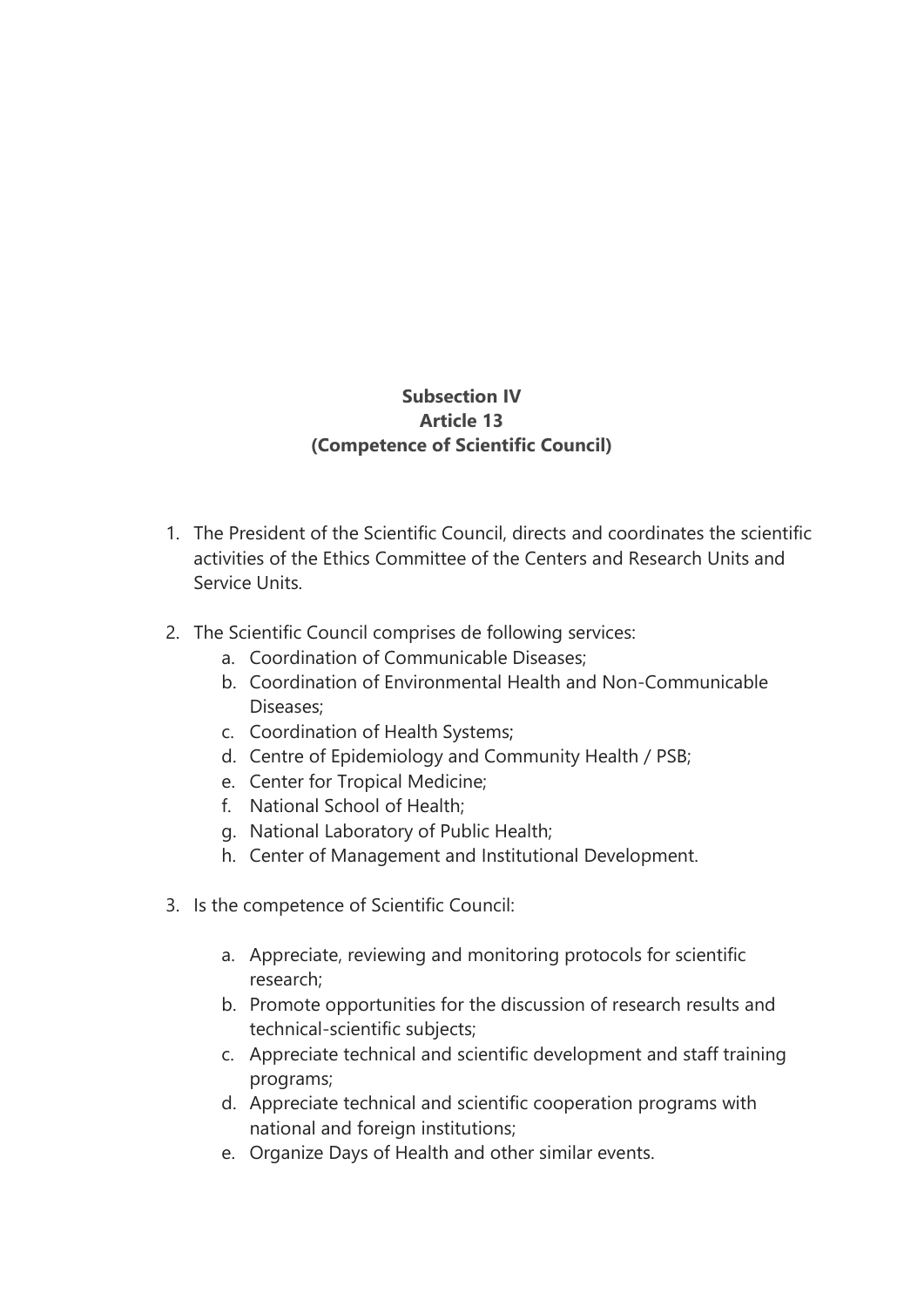**Subsection IV**
**Article 13**
**(Competence of Scientific Council)**

1. The President of the Scientific Council, directs and coordinates the scientific activities of the Ethics Committee of the Centers and Research Units and Service Units.

2. The Scientific Council comprises de following services:
   a. Coordination of Communicable Diseases;
   b. Coordination of Environmental Health and Non-Communicable Diseases;
   c. Coordination of Health Systems;
   d. Centre of Epidemiology and Community Health / PSB;
   e. Center for Tropical Medicine;
   f. National School of Health;
   g. National Laboratory of Public Health;
   h. Center of Management and Institutional Development.

3. Is the competence of Scientific Council:

   a. Appreciate, reviewing and monitoring protocols for scientific research;
   b. Promote opportunities for the discussion of research results and technical-scientific subjects;
   c. Appreciate technical and scientific development and staff training programs;
   d. Appreciate technical and scientific cooperation programs with national and foreign institutions;
   e. Organize Days of Health and other similar events.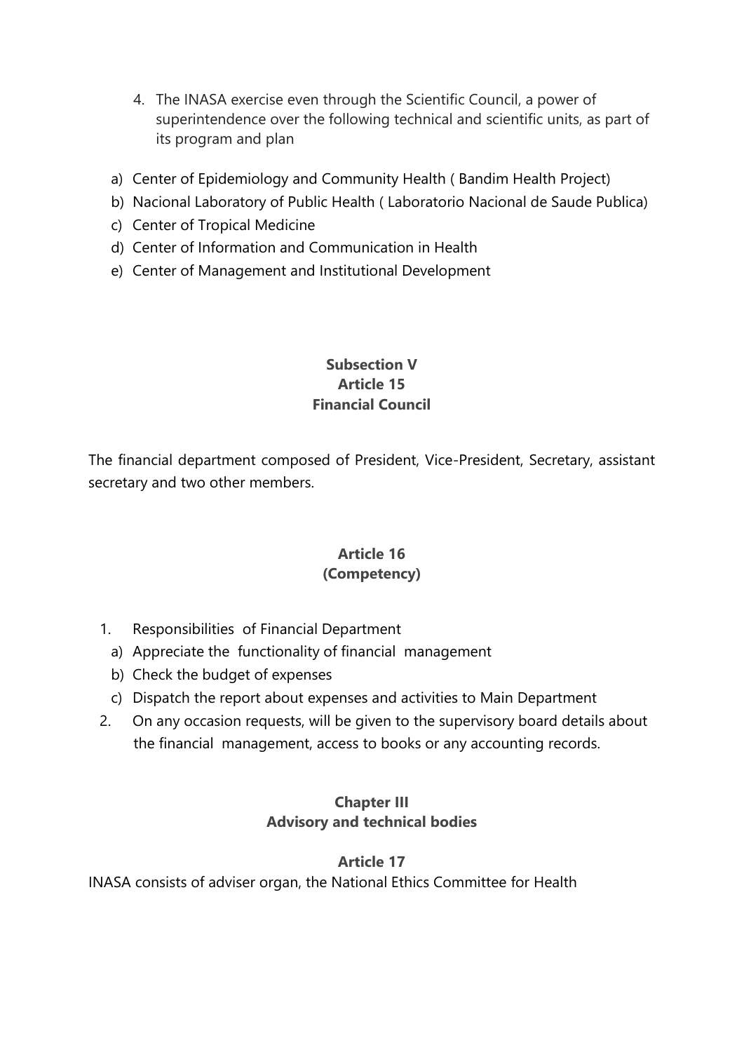4. The INASA exercise even through the Scientific Council, a power of superintendence over the following technical and scientific units, as part of its program and plan

a) Center of Epidemiology and Community Health ( Bandim Health Project)
b) Nacional Laboratory of Public Health ( Laboratorio Nacional de Saude Publica)
c) Center of Tropical Medicine
d) Center of Information and Communication in Health
e) Center of Management and Institutional Development

**Subsection V**
**Article 15**
**Financial Council**

The financial department composed of President, Vice-President, Secretary, assistant secretary and two other members.

**Article 16**
**(Competency)**

1. Responsibilities of Financial Department
   a) Appreciate the functionality of financial management
   b) Check the budget of expenses
   c) Dispatch the report about expenses and activities to Main Department
2. On any occasion requests, will be given to the supervisory board details about the financial management, access to books or any accounting records.

**Chapter III**
**Advisory and technical bodies**

**Article 17**

INASA consists of adviser organ, the National Ethics Committee for Health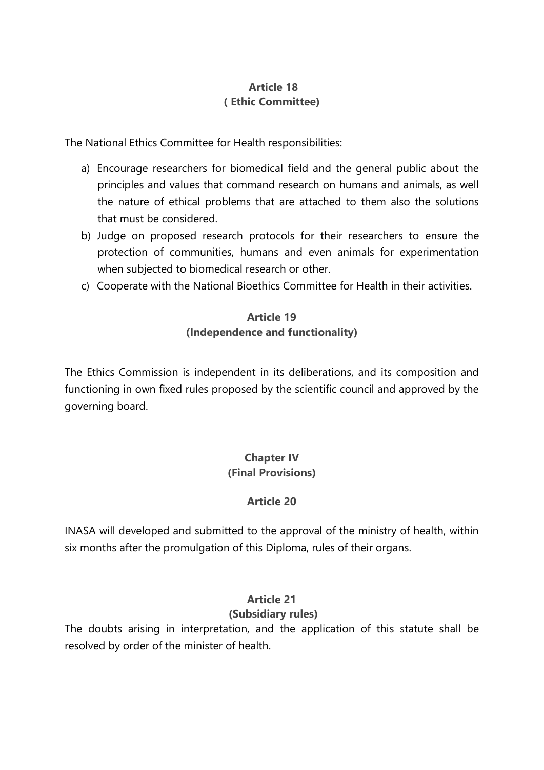**Article 18**
**( Ethic Committee)**

The National Ethics Committee for Health responsibilities:

a) Encourage researchers for biomedical field and the general public about the principles and values that command research on humans and animals, as well the nature of ethical problems that are attached to them also the solutions that must be considered.
b) Judge on proposed research protocols for their researchers to ensure the protection of communities, humans and even animals for experimentation when subjected to biomedical research or other.
c) Cooperate with the National Bioethics Committee for Health in their activities.

**Article 19**
**(Independence and functionality)**

The Ethics Commission is independent in its deliberations, and its composition and functioning in own fixed rules proposed by the scientific council and approved by the governing board.

**Chapter IV**
**(Final Provisions)**

**Article 20**

INASA will developed and submitted to the approval of the ministry of health, within six months after the promulgation of this Diploma, rules of their organs.

**Article 21**
**(Subsidiary rules)**

The doubts arising in interpretation, and the application of this statute shall be resolved by order of the minister of health.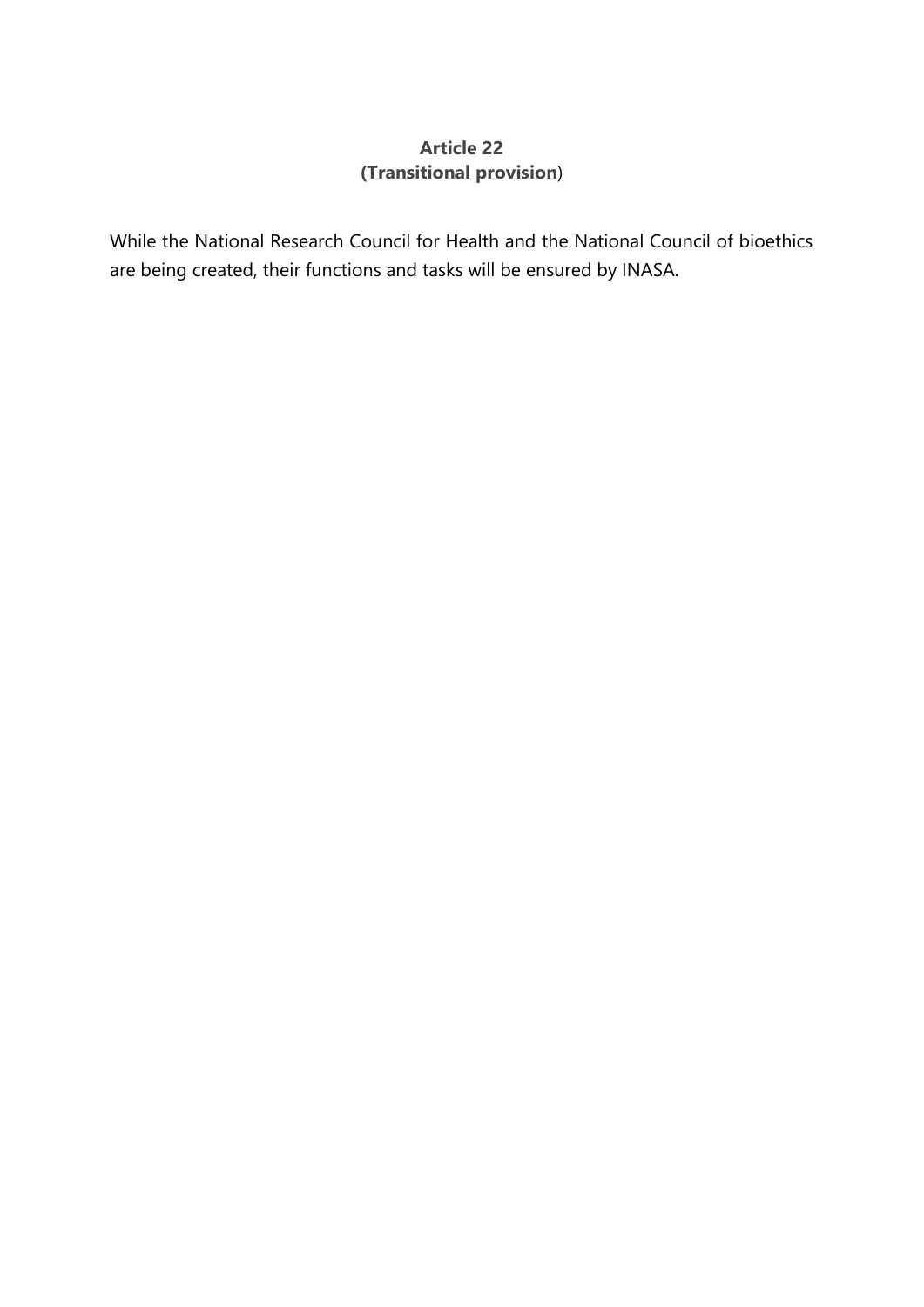**Article 22**
**(Transitional provision)**

While the National Research Council for Health and the National Council of bioethics are being created, their functions and tasks will be ensured by INASA.